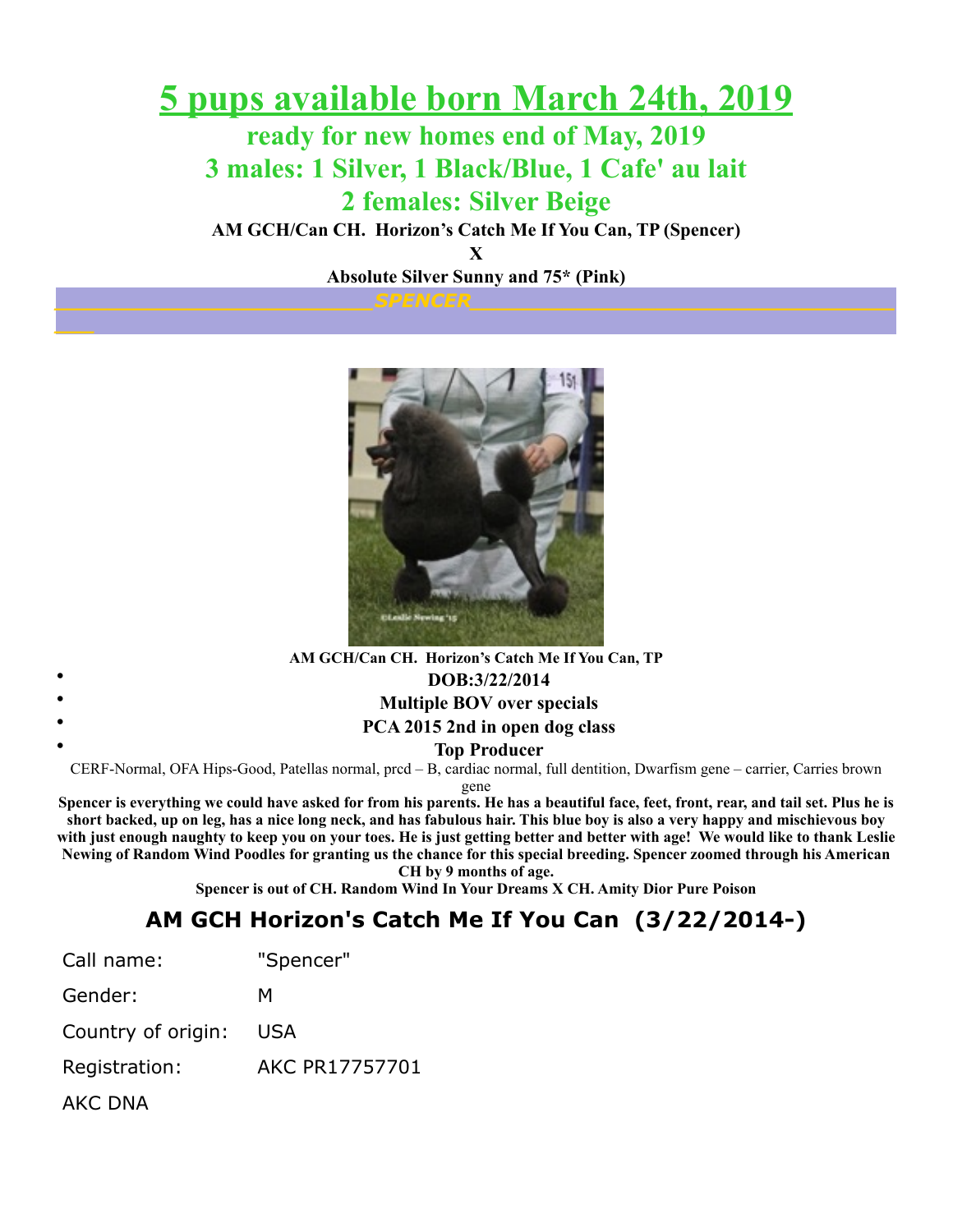# 5 pups available born March 24th, 2019

## ready for new homes end of May, 2019

## 3 males: 1 Silver, 1 Black/Blue, 1 Cafe' au lait

## 2 females: Silver Beige

**AM GCH/Can CH. Horizon's Catch Me If You Can, TP (Spencer)**

**X**

**Absolute Silver Sunny and 75* (Pink)**

***SPENCER***

**AM GCH/Can CH. Horizon's Catch Me If You Can, TP**

- **DOB:3/22/2014**
- **Multiple BOV over specials**
- **PCA 2015 2nd in open dog class**
- **Top Producer**

CERF-Normal, OFA Hips-Good, Patellas normal, prcd – B, cardiac normal, full dentition, Dwarfism gene – carrier, Carries brown gene

**Spencer is everything we could have asked for from his parents. He has a beautiful face, feet, front, rear, and tail set. Plus he is short backed, up on leg, has a nice long neck, and has fabulous hair. This blue boy is also a very happy and mischievous boy with just enough naughty to keep you on your toes. He is just getting better and better with age! We would like to thank Leslie Newing of Random Wind Poodles for granting us the chance for this special breeding. Spencer zoomed through his American CH by 9 months of age.**

**Spencer is out of CH. Random Wind In Your Dreams X CH. Amity Dior Pure Poison**

## AM GCH Horizon's Catch Me If You Can (3/22/2014-)

| | |
|---|---|
| Call name: | "Spencer" |
| Gender: | M |
| Country of origin: | USA |
| Registration: | AKC PR17757701 |
| AKC DNA | |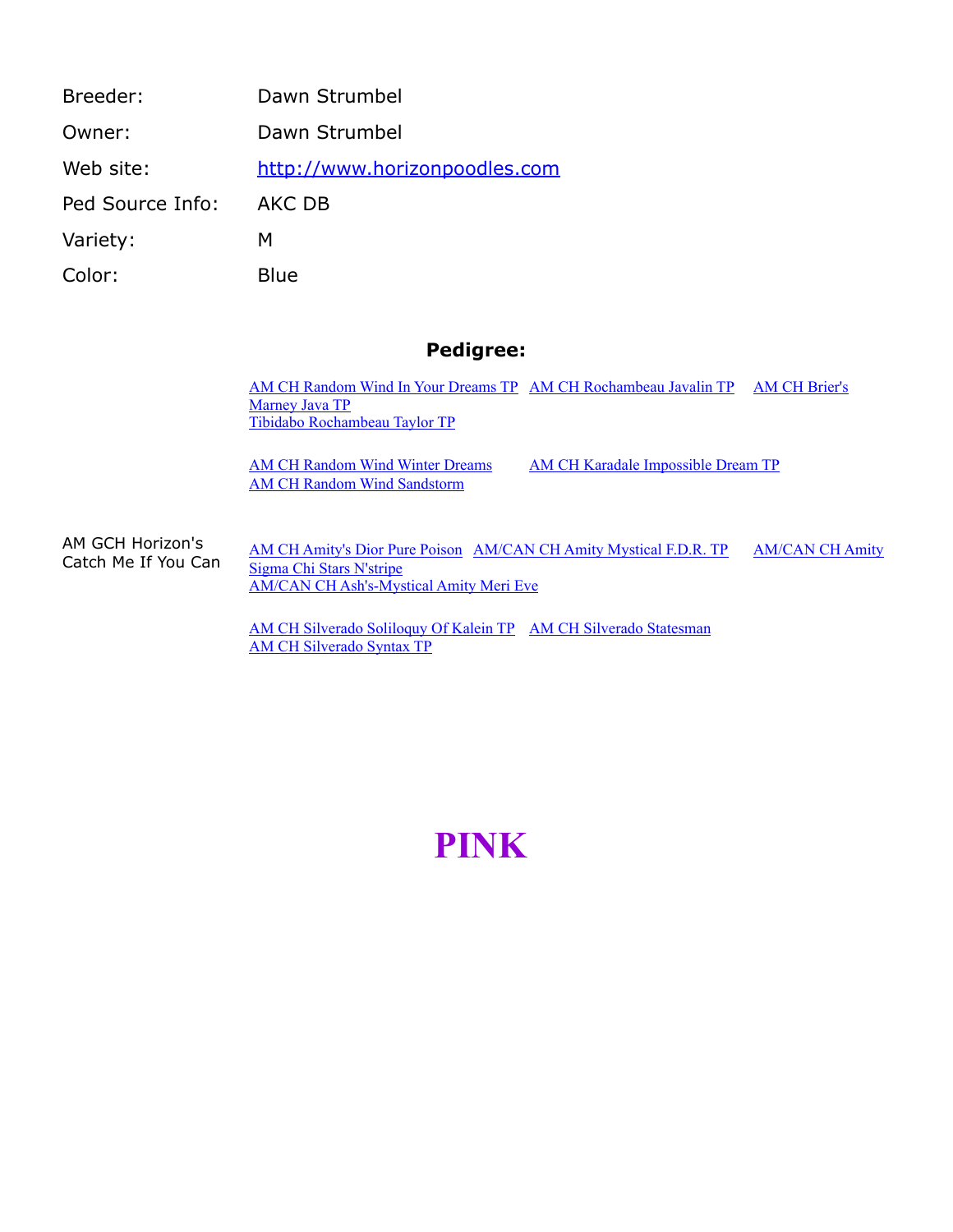| | |
|---|---|
| Breeder: | Dawn Strumbel |
| Owner: | Dawn Strumbel |
| Web site: | http://www.horizonpoodles.com |
| Ped Source Info: | AKC DB |
| Variety: | M |
| Color: | Blue |

## Pedigree:

| | | | |
|---|---|---|---|
| AM GCH Horizon's Catch Me If You Can | AM CH Random Wind In Your Dreams TP | AM CH Rochambeau Javalin TP | AM CH Brier's Marney Java TP |
| | | | Tibidabo Rochambeau Taylor TP |
| | | AM CH Random Wind Winter Dreams | AM CH Karadale Impossible Dream TP |
| | | | AM CH Random Wind Sandstorm |
| | AM CH Amity's Dior Pure Poison | AM/CAN CH Amity Mystical F.D.R. TP | AM/CAN CH Amity Sigma Chi Stars N'stripe |
| | | | AM/CAN CH Ash's-Mystical Amity Meri Eve |
| | | AM CH Silverado Soliloquy Of Kalein TP | AM CH Silverado Statesman |
| | | | AM CH Silverado Syntax TP |

# PINK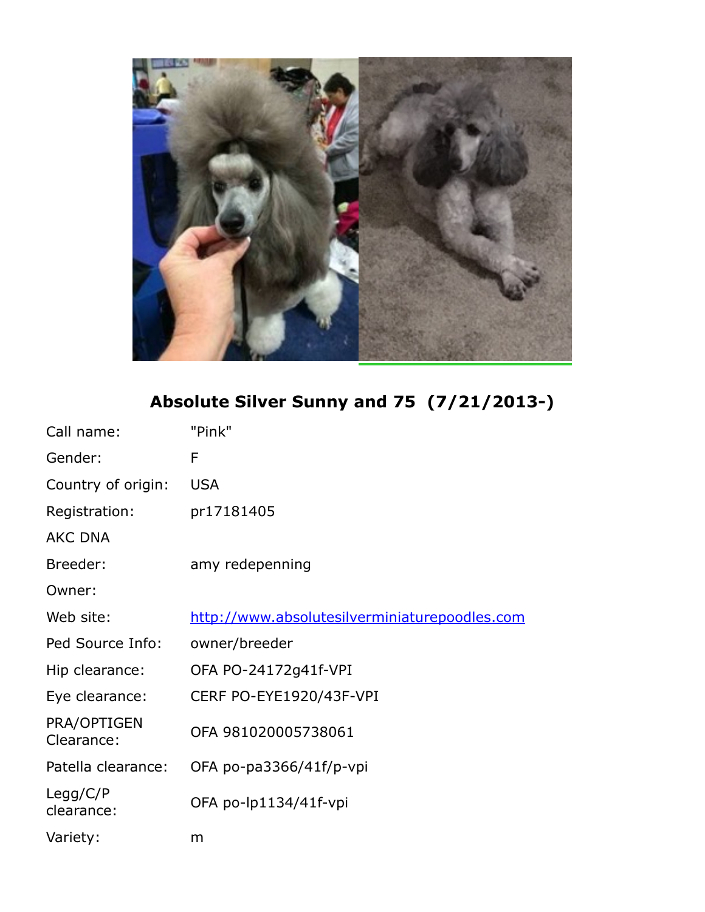## Absolute Silver Sunny and 75 (7/21/2013-)

| | |
|---|---|
| Call name: | "Pink" |
| Gender: | F |
| Country of origin: | USA |
| Registration: | pr17181405 |
| AKC DNA | |
| Breeder: | amy redepenning |
| Owner: | |
| Web site: | [http://www.absolutesilverminiaturepoodles.com](http://www.absolutesilverminiaturepoodles.com) |
| Ped Source Info: | owner/breeder |
| Hip clearance: | OFA PO-24172g41f-VPI |
| Eye clearance: | CERF PO-EYE1920/43F-VPI |
| PRA/OPTIGEN Clearance: | OFA 981020005738061 |
| Patella clearance: | OFA po-pa3366/41f/p-vpi |
| Legg/C/P clearance: | OFA po-lp1134/41f-vpi |
| Variety: | m |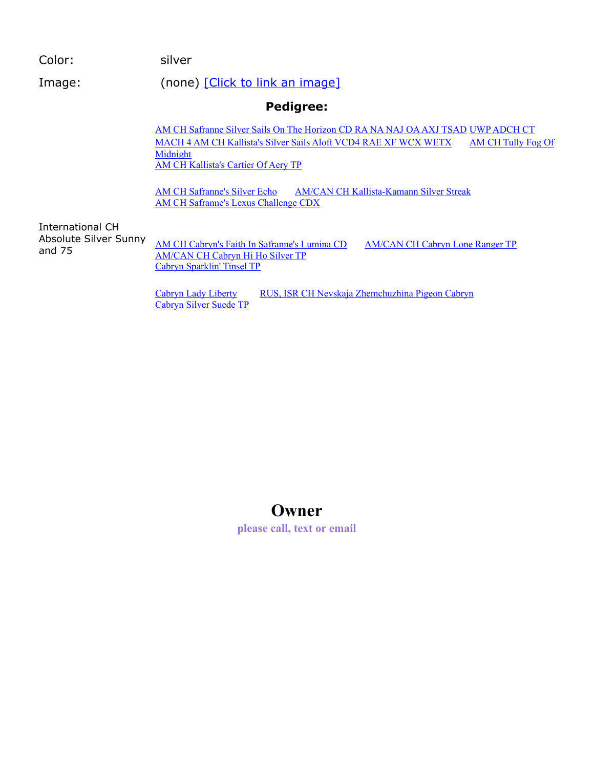Color: silver

Image: (none) [Click to link an image]

**Pedigree:**

International CH Absolute Silver Sunny and 75

- AM CH Safranne Silver Sails On The Horizon CD RA NA NAJ OA AXJ TSAD
  - UWP ADCH CT MACH 4 AM CH Kallista's Silver Sails Aloft VCD4 RAE XF WCX WETX
    - AM CH Tully Fog Of Midnight
    - AM CH Kallista's Cartier Of Aery TP
  - AM CH Safranne's Silver Echo
    - AM/CAN CH Kallista-Kamann Silver Streak
    - AM CH Safranne's Lexus Challenge CDX
- AM CH Cabryn's Faith In Safranne's Lumina CD
  - AM/CAN CH Cabryn Hi Ho Silver TP
    - AM/CAN CH Cabryn Lone Ranger TP
    - Cabryn Sparklin' Tinsel TP
  - Cabryn Lady Liberty
    - RUS, ISR CH Nevskaja Zhemchuzhina Pigeon Cabryn
    - Cabryn Silver Suede TP

# Owner

**please call, text or email**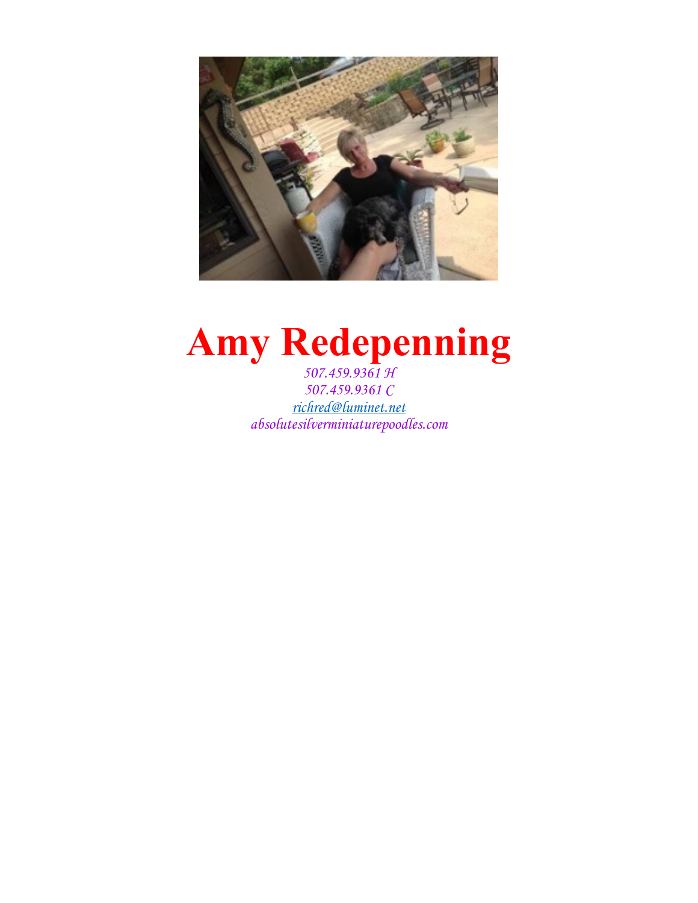# Amy Redepenning

*507.459.9361 H*
*507.459.9361 C*
*richred@luminet.net*
*absolutesilverminiaturepoodles.com*